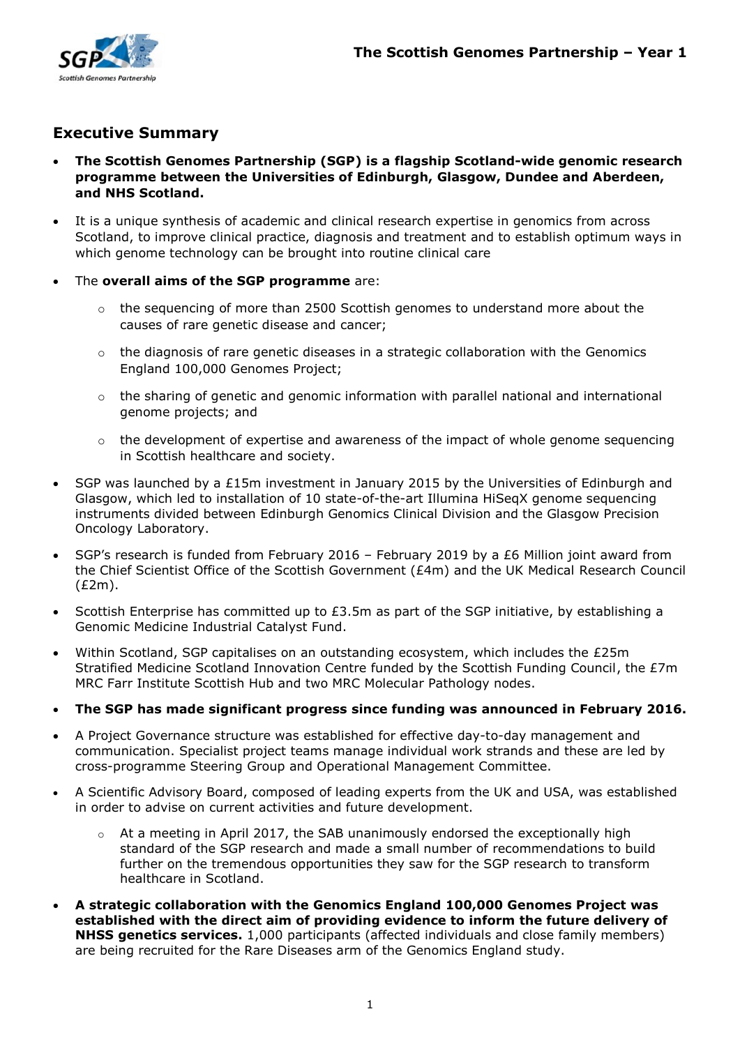## Executive Summary

- **The Scottish Genomes Partnership (SGP) is a flagship Scotland-wide genomic research programme between the Universities of Edinburgh, Glasgow, Dundee and Aberdeen, and NHS Scotland.**
- It is a unique synthesis of academic and clinical research expertise in genomics from across Scotland, to improve clinical practice, diagnosis and treatment and to establish optimum ways in which genome technology can be brought into routine clinical care
- The **overall aims of the SGP programme** are:
    - the sequencing of more than 2500 Scottish genomes to understand more about the causes of rare genetic disease and cancer;
    - the diagnosis of rare genetic diseases in a strategic collaboration with the Genomics England 100,000 Genomes Project;
    - the sharing of genetic and genomic information with parallel national and international genome projects; and
    - the development of expertise and awareness of the impact of whole genome sequencing in Scottish healthcare and society.
- SGP was launched by a £15m investment in January 2015 by the Universities of Edinburgh and Glasgow, which led to installation of 10 state-of-the-art Illumina HiSeqX genome sequencing instruments divided between Edinburgh Genomics Clinical Division and the Glasgow Precision Oncology Laboratory.
- SGP's research is funded from February 2016 – February 2019 by a £6 Million joint award from the Chief Scientist Office of the Scottish Government (£4m) and the UK Medical Research Council (£2m).
- Scottish Enterprise has committed up to £3.5m as part of the SGP initiative, by establishing a Genomic Medicine Industrial Catalyst Fund.
- Within Scotland, SGP capitalises on an outstanding ecosystem, which includes the £25m Stratified Medicine Scotland Innovation Centre funded by the Scottish Funding Council, the £7m MRC Farr Institute Scottish Hub and two MRC Molecular Pathology nodes.
- **The SGP has made significant progress since funding was announced in February 2016.**
- A Project Governance structure was established for effective day-to-day management and communication. Specialist project teams manage individual work strands and these are led by cross-programme Steering Group and Operational Management Committee.
- A Scientific Advisory Board, composed of leading experts from the UK and USA, was established in order to advise on current activities and future development.
    - At a meeting in April 2017, the SAB unanimously endorsed the exceptionally high standard of the SGP research and made a small number of recommendations to build further on the tremendous opportunities they saw for the SGP research to transform healthcare in Scotland.
- **A strategic collaboration with the Genomics England 100,000 Genomes Project was established with the direct aim of providing evidence to inform the future delivery of NHSS genetics services.** 1,000 participants (affected individuals and close family members) are being recruited for the Rare Diseases arm of the Genomics England study.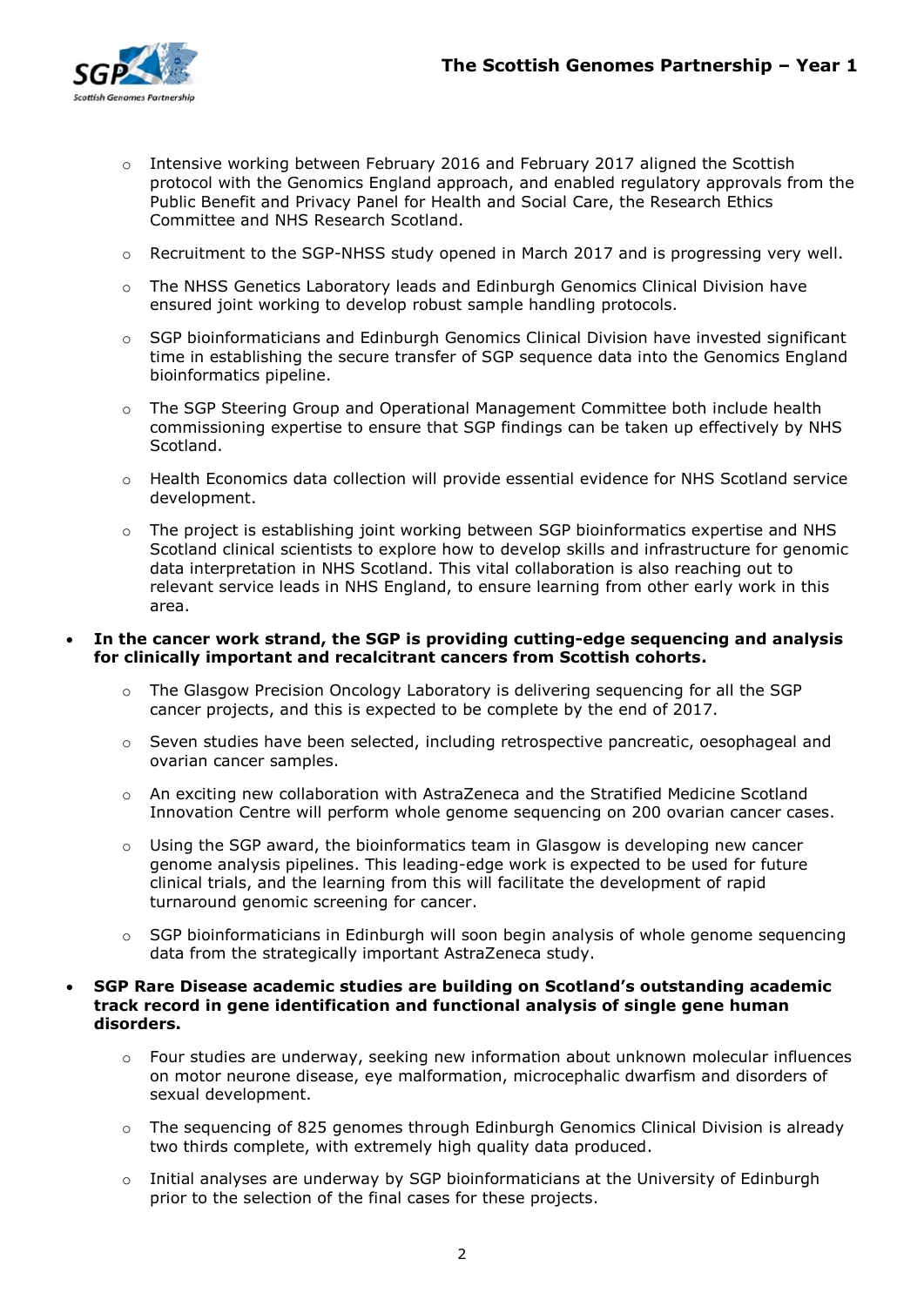- Intensive working between February 2016 and February 2017 aligned the Scottish protocol with the Genomics England approach, and enabled regulatory approvals from the Public Benefit and Privacy Panel for Health and Social Care, the Research Ethics Committee and NHS Research Scotland.
  - Recruitment to the SGP-NHSS study opened in March 2017 and is progressing very well.
  - The NHSS Genetics Laboratory leads and Edinburgh Genomics Clinical Division have ensured joint working to develop robust sample handling protocols.
  - SGP bioinformaticians and Edinburgh Genomics Clinical Division have invested significant time in establishing the secure transfer of SGP sequence data into the Genomics England bioinformatics pipeline.
  - The SGP Steering Group and Operational Management Committee both include health commissioning expertise to ensure that SGP findings can be taken up effectively by NHS Scotland.
  - Health Economics data collection will provide essential evidence for NHS Scotland service development.
  - The project is establishing joint working between SGP bioinformatics expertise and NHS Scotland clinical scientists to explore how to develop skills and infrastructure for genomic data interpretation in NHS Scotland. This vital collaboration is also reaching out to relevant service leads in NHS England, to ensure learning from other early work in this area.

- **In the cancer work strand, the SGP is providing cutting-edge sequencing and analysis for clinically important and recalcitrant cancers from Scottish cohorts.**
  - The Glasgow Precision Oncology Laboratory is delivering sequencing for all the SGP cancer projects, and this is expected to be complete by the end of 2017.
  - Seven studies have been selected, including retrospective pancreatic, oesophageal and ovarian cancer samples.
  - An exciting new collaboration with AstraZeneca and the Stratified Medicine Scotland Innovation Centre will perform whole genome sequencing on 200 ovarian cancer cases.
  - Using the SGP award, the bioinformatics team in Glasgow is developing new cancer genome analysis pipelines. This leading-edge work is expected to be used for future clinical trials, and the learning from this will facilitate the development of rapid turnaround genomic screening for cancer.
  - SGP bioinformaticians in Edinburgh will soon begin analysis of whole genome sequencing data from the strategically important AstraZeneca study.

- **SGP Rare Disease academic studies are building on Scotland's outstanding academic track record in gene identification and functional analysis of single gene human disorders.**
  - Four studies are underway, seeking new information about unknown molecular influences on motor neurone disease, eye malformation, microcephalic dwarfism and disorders of sexual development.
  - The sequencing of 825 genomes through Edinburgh Genomics Clinical Division is already two thirds complete, with extremely high quality data produced.
  - Initial analyses are underway by SGP bioinformaticians at the University of Edinburgh prior to the selection of the final cases for these projects.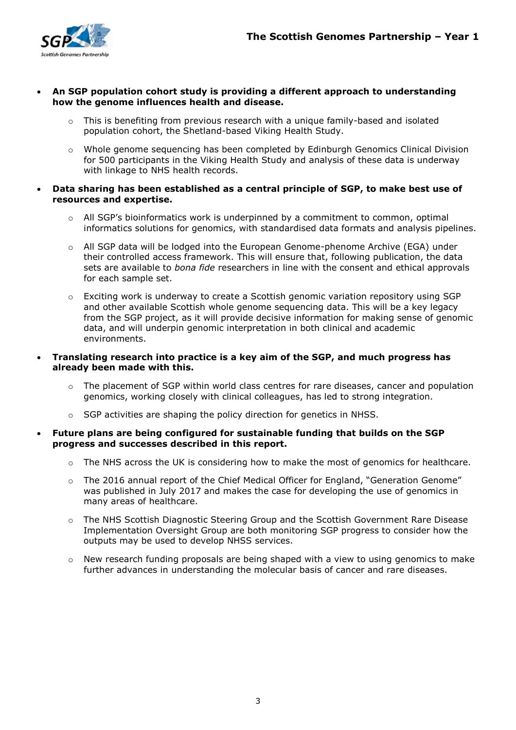- **An SGP population cohort study is providing a different approach to understanding how the genome influences health and disease.**
  - This is benefiting from previous research with a unique family-based and isolated population cohort, the Shetland-based Viking Health Study.
  - Whole genome sequencing has been completed by Edinburgh Genomics Clinical Division for 500 participants in the Viking Health Study and analysis of these data is underway with linkage to NHS health records.
- **Data sharing has been established as a central principle of SGP, to make best use of resources and expertise.**
  - All SGP's bioinformatics work is underpinned by a commitment to common, optimal informatics solutions for genomics, with standardised data formats and analysis pipelines.
  - All SGP data will be lodged into the European Genome-phenome Archive (EGA) under their controlled access framework. This will ensure that, following publication, the data sets are available to *bona fide* researchers in line with the consent and ethical approvals for each sample set.
  - Exciting work is underway to create a Scottish genomic variation repository using SGP and other available Scottish whole genome sequencing data. This will be a key legacy from the SGP project, as it will provide decisive information for making sense of genomic data, and will underpin genomic interpretation in both clinical and academic environments.
- **Translating research into practice is a key aim of the SGP, and much progress has already been made with this.**
  - The placement of SGP within world class centres for rare diseases, cancer and population genomics, working closely with clinical colleagues, has led to strong integration.
  - SGP activities are shaping the policy direction for genetics in NHSS.
- **Future plans are being configured for sustainable funding that builds on the SGP progress and successes described in this report.**
  - The NHS across the UK is considering how to make the most of genomics for healthcare.
  - The 2016 annual report of the Chief Medical Officer for England, "Generation Genome" was published in July 2017 and makes the case for developing the use of genomics in many areas of healthcare.
  - The NHS Scottish Diagnostic Steering Group and the Scottish Government Rare Disease Implementation Oversight Group are both monitoring SGP progress to consider how the outputs may be used to develop NHSS services.
  - New research funding proposals are being shaped with a view to using genomics to make further advances in understanding the molecular basis of cancer and rare diseases.